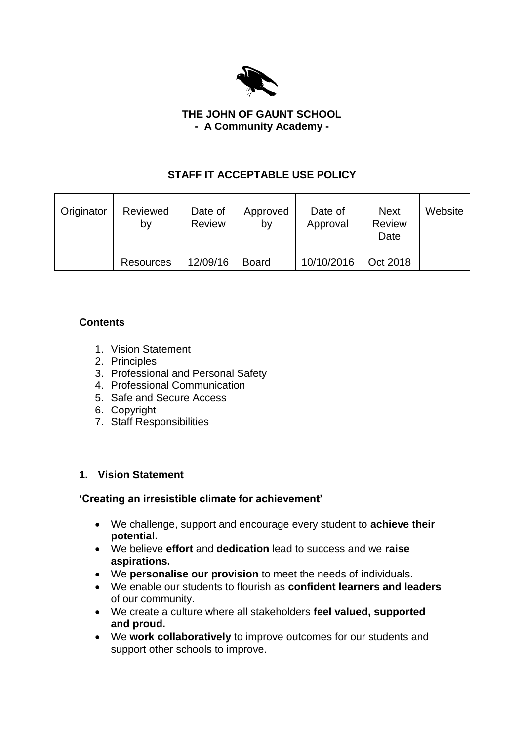**THE JOHN OF GAUNT SCHOOL**
**- A Community Academy -**

# STAFF IT ACCEPTABLE USE POLICY

| Originator | Reviewed by | Date of Review | Approved by | Date of Approval | Next Review Date | Website |
|---|---|---|---|---|---|---|
| | Resources | 12/09/16 | Board | 10/10/2016 | Oct 2018 | |

**Contents**

1. Vision Statement
2. Principles
3. Professional and Personal Safety
4. Professional Communication
5. Safe and Secure Access
6. Copyright
7. Staff Responsibilities

## 1. Vision Statement

**'Creating an irresistible climate for achievement'**

- We challenge, support and encourage every student to **achieve their potential.**
- We believe **effort** and **dedication** lead to success and we **raise aspirations.**
- We **personalise our provision** to meet the needs of individuals.
- We enable our students to flourish as **confident learners and leaders** of our community.
- We create a culture where all stakeholders **feel valued, supported and proud.**
- We **work collaboratively** to improve outcomes for our students and support other schools to improve.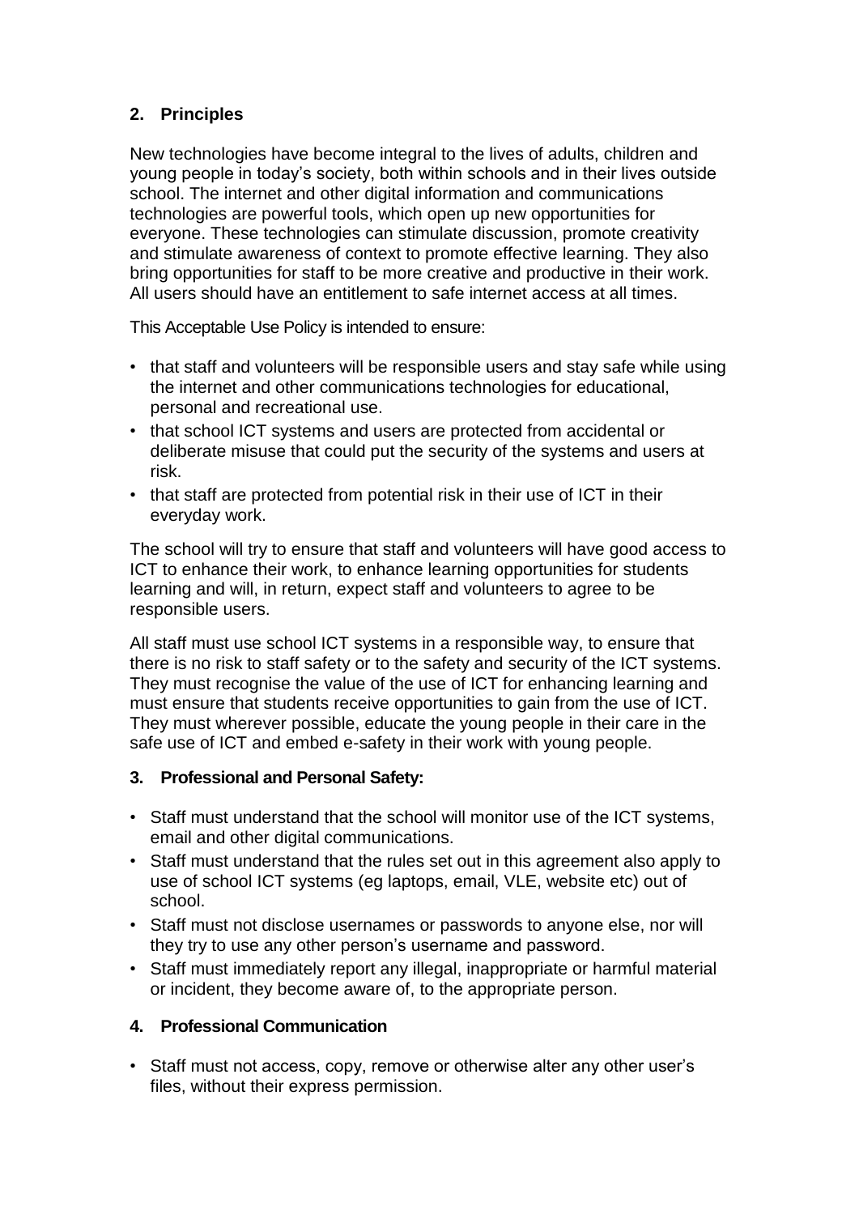## 2. Principles

New technologies have become integral to the lives of adults, children and young people in today's society, both within schools and in their lives outside school. The internet and other digital information and communications technologies are powerful tools, which open up new opportunities for everyone. These technologies can stimulate discussion, promote creativity and stimulate awareness of context to promote effective learning. They also bring opportunities for staff to be more creative and productive in their work. All users should have an entitlement to safe internet access at all times.

This Acceptable Use Policy is intended to ensure:

- that staff and volunteers will be responsible users and stay safe while using the internet and other communications technologies for educational, personal and recreational use.
- that school ICT systems and users are protected from accidental or deliberate misuse that could put the security of the systems and users at risk.
- that staff are protected from potential risk in their use of ICT in their everyday work.

The school will try to ensure that staff and volunteers will have good access to ICT to enhance their work, to enhance learning opportunities for students learning and will, in return, expect staff and volunteers to agree to be responsible users.

All staff must use school ICT systems in a responsible way, to ensure that there is no risk to staff safety or to the safety and security of the ICT systems. They must recognise the value of the use of ICT for enhancing learning and must ensure that students receive opportunities to gain from the use of ICT. They must wherever possible, educate the young people in their care in the safe use of ICT and embed e-safety in their work with young people.

## 3. Professional and Personal Safety:

- Staff must understand that the school will monitor use of the ICT systems, email and other digital communications.
- Staff must understand that the rules set out in this agreement also apply to use of school ICT systems (eg laptops, email, VLE, website etc) out of school.
- Staff must not disclose usernames or passwords to anyone else, nor will they try to use any other person's username and password.
- Staff must immediately report any illegal, inappropriate or harmful material or incident, they become aware of, to the appropriate person.

## 4. Professional Communication

- Staff must not access, copy, remove or otherwise alter any other user's files, without their express permission.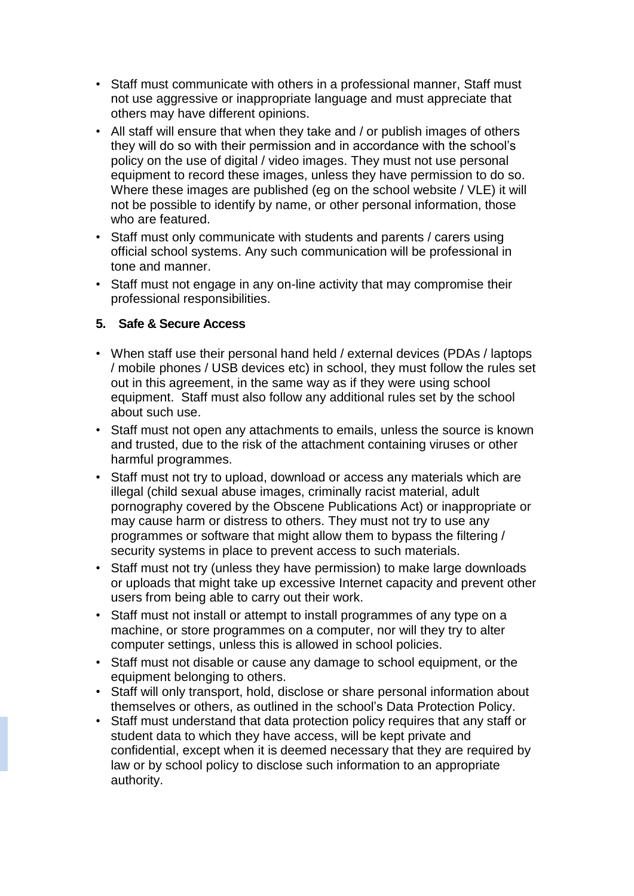- Staff must communicate with others in a professional manner, Staff must not use aggressive or inappropriate language and must appreciate that others may have different opinions.
- All staff will ensure that when they take and / or publish images of others they will do so with their permission and in accordance with the school's policy on the use of digital / video images. They must not use personal equipment to record these images, unless they have permission to do so. Where these images are published (eg on the school website / VLE) it will not be possible to identify by name, or other personal information, those who are featured.
- Staff must only communicate with students and parents / carers using official school systems. Any such communication will be professional in tone and manner.
- Staff must not engage in any on-line activity that may compromise their professional responsibilities.

**5. Safe & Secure Access**

- When staff use their personal hand held / external devices (PDAs / laptops / mobile phones / USB devices etc) in school, they must follow the rules set out in this agreement, in the same way as if they were using school equipment. Staff must also follow any additional rules set by the school about such use.
- Staff must not open any attachments to emails, unless the source is known and trusted, due to the risk of the attachment containing viruses or other harmful programmes.
- Staff must not try to upload, download or access any materials which are illegal (child sexual abuse images, criminally racist material, adult pornography covered by the Obscene Publications Act) or inappropriate or may cause harm or distress to others. They must not try to use any programmes or software that might allow them to bypass the filtering / security systems in place to prevent access to such materials.
- Staff must not try (unless they have permission) to make large downloads or uploads that might take up excessive Internet capacity and prevent other users from being able to carry out their work.
- Staff must not install or attempt to install programmes of any type on a machine, or store programmes on a computer, nor will they try to alter computer settings, unless this is allowed in school policies.
- Staff must not disable or cause any damage to school equipment, or the equipment belonging to others.
- Staff will only transport, hold, disclose or share personal information about themselves or others, as outlined in the school's Data Protection Policy.
- Staff must understand that data protection policy requires that any staff or student data to which they have access, will be kept private and confidential, except when it is deemed necessary that they are required by law or by school policy to disclose such information to an appropriate authority.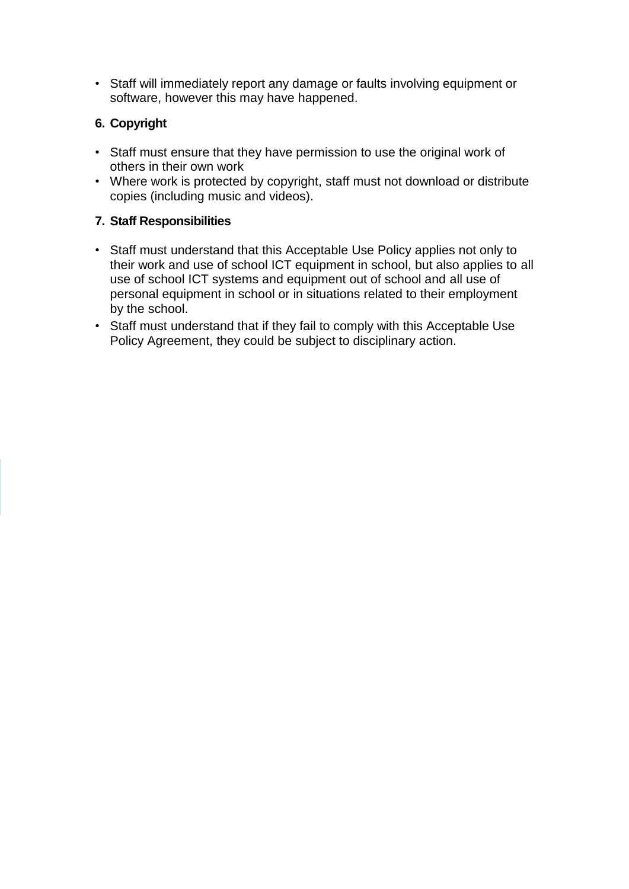- Staff will immediately report any damage or faults involving equipment or software, however this may have happened.

### 6. Copyright

- Staff must ensure that they have permission to use the original work of others in their own work
- Where work is protected by copyright, staff must not download or distribute copies (including music and videos).

### 7. Staff Responsibilities

- Staff must understand that this Acceptable Use Policy applies not only to their work and use of school ICT equipment in school, but also applies to all use of school ICT systems and equipment out of school and all use of personal equipment in school or in situations related to their employment by the school.
- Staff must understand that if they fail to comply with this Acceptable Use Policy Agreement, they could be subject to disciplinary action.